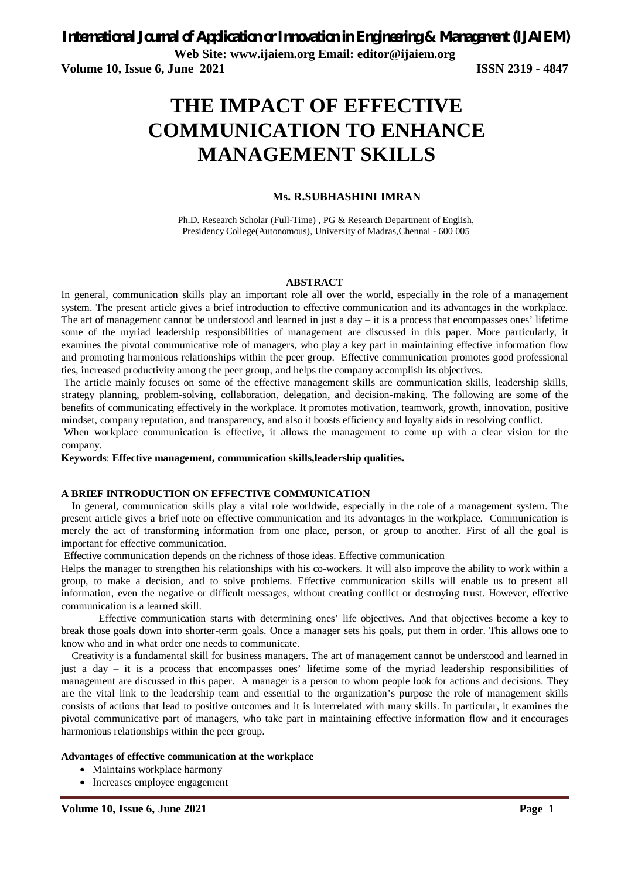# THE IMPACT OF EFFECTIVE COMMUNICATION TO ENHANCE MANAGEMENT SKILLS

**Ms. R.SUBHASHINI IMRAN**

Ph.D. Research Scholar (Full-Time) , PG & Research Department of English, Presidency College(Autonomous), University of Madras,Chennai - 600 005

## ABSTRACT

In general, communication skills play an important role all over the world, especially in the role of a management system. The present article gives a brief introduction to effective communication and its advantages in the workplace. The art of management cannot be understood and learned in just a day – it is a process that encompasses ones' lifetime some of the myriad leadership responsibilities of management are discussed in this paper. More particularly, it examines the pivotal communicative role of managers, who play a key part in maintaining effective information flow and promoting harmonious relationships within the peer group. Effective communication promotes good professional ties, increased productivity among the peer group, and helps the company accomplish its objectives.

The article mainly focuses on some of the effective management skills are communication skills, leadership skills, strategy planning, problem-solving, collaboration, delegation, and decision-making. The following are some of the benefits of communicating effectively in the workplace. It promotes motivation, teamwork, growth, innovation, positive mindset, company reputation, and transparency, and also it boosts efficiency and loyalty aids in resolving conflict.

When workplace communication is effective, it allows the management to come up with a clear vision for the company.

**Keywords**: **Effective management, communication skills,leadership qualities.**

## A BRIEF INTRODUCTION ON EFFECTIVE COMMUNICATION

In general, communication skills play a vital role worldwide, especially in the role of a management system. The present article gives a brief note on effective communication and its advantages in the workplace. Communication is merely the act of transforming information from one place, person, or group to another. First of all the goal is important for effective communication.

Effective communication depends on the richness of those ideas. Effective communication Helps the manager to strengthen his relationships with his co-workers. It will also improve the ability to work within a group, to make a decision, and to solve problems. Effective communication skills will enable us to present all information, even the negative or difficult messages, without creating conflict or destroying trust. However, effective communication is a learned skill.

Effective communication starts with determining ones' life objectives. And that objectives become a key to break those goals down into shorter-term goals. Once a manager sets his goals, put them in order. This allows one to know who and in what order one needs to communicate.

Creativity is a fundamental skill for business managers. The art of management cannot be understood and learned in just a day – it is a process that encompasses ones' lifetime some of the myriad leadership responsibilities of management are discussed in this paper. A manager is a person to whom people look for actions and decisions. They are the vital link to the leadership team and essential to the organization's purpose the role of management skills consists of actions that lead to positive outcomes and it is interrelated with many skills. In particular, it examines the pivotal communicative part of managers, who take part in maintaining effective information flow and it encourages harmonious relationships within the peer group.

### Advantages of effective communication at the workplace

- Maintains workplace harmony
- Increases employee engagement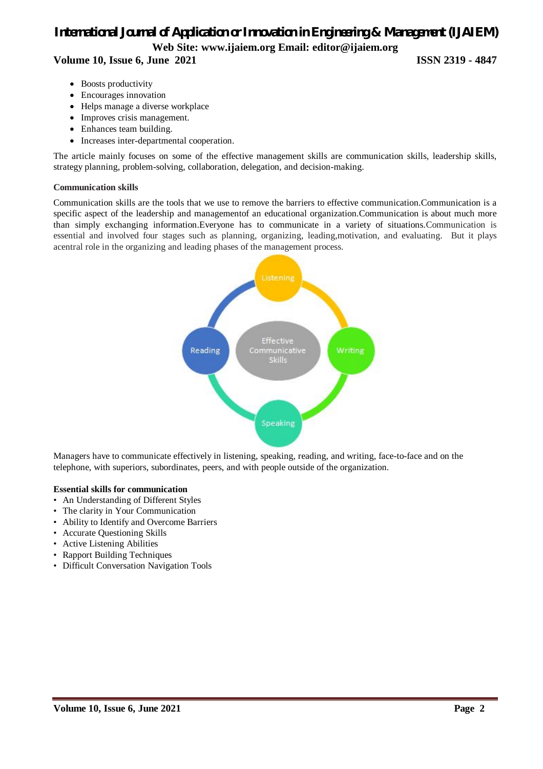- Boosts productivity
- Encourages innovation
- Helps manage a diverse workplace
- Improves crisis management.
- Enhances team building.
- Increases inter-departmental cooperation.

The article mainly focuses on some of the effective management skills are communication skills, leadership skills, strategy planning, problem-solving, collaboration, delegation, and decision-making.

**Communication skills**

Communication skills are the tools that we use to remove the barriers to effective communication.Communication is a specific aspect of the leadership and managementof an educational organization.Communication is about much more than simply exchanging information.Everyone has to communicate in a variety of situations.Communication is essential and involved four stages such as planning, organizing, leading,motivation, and evaluating. But it plays acentral role in the organizing and leading phases of the management process.

Managers have to communicate effectively in listening, speaking, reading, and writing, face-to-face and on the telephone, with superiors, subordinates, peers, and with people outside of the organization.

**Essential skills for communication**

- An Understanding of Different Styles
- The clarity in Your Communication
- Ability to Identify and Overcome Barriers
- Accurate Questioning Skills
- Active Listening Abilities
- Rapport Building Techniques
- Difficult Conversation Navigation Tools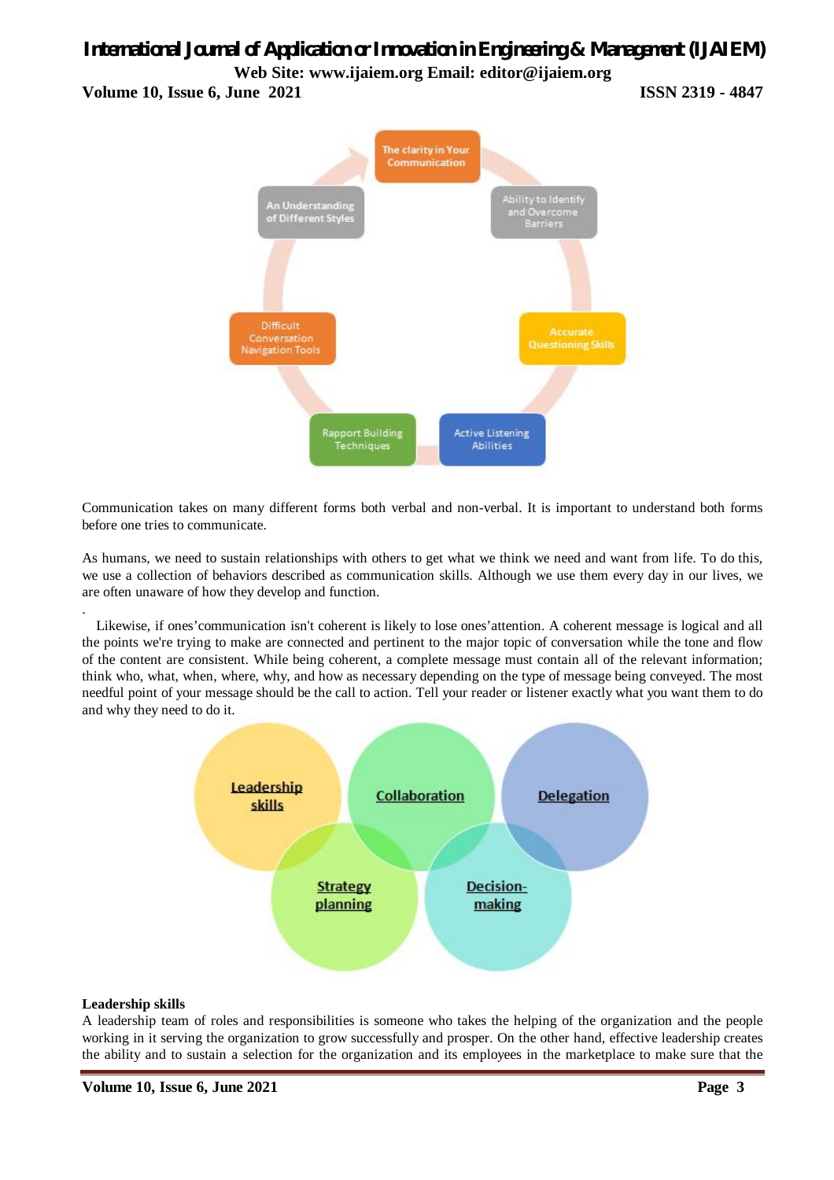Communication takes on many different forms both verbal and non-verbal. It is important to understand both forms before one tries to communicate.

As humans, we need to sustain relationships with others to get what we think we need and want from life. To do this, we use a collection of behaviors described as communication skills. Although we use them every day in our lives, we are often unaware of how they develop and function.

.

Likewise, if ones'communication isn't coherent is likely to lose ones'attention. A coherent message is logical and all the points we're trying to make are connected and pertinent to the major topic of conversation while the tone and flow of the content are consistent. While being coherent, a complete message must contain all of the relevant information; think who, what, when, where, why, and how as necessary depending on the type of message being conveyed. The most needful point of your message should be the call to action. Tell your reader or listener exactly what you want them to do and why they need to do it.

**Leadership skills**

A leadership team of roles and responsibilities is someone who takes the helping of the organization and the people working in it serving the organization to grow successfully and prosper. On the other hand, effective leadership creates the ability and to sustain a selection for the organization and its employees in the marketplace to make sure that the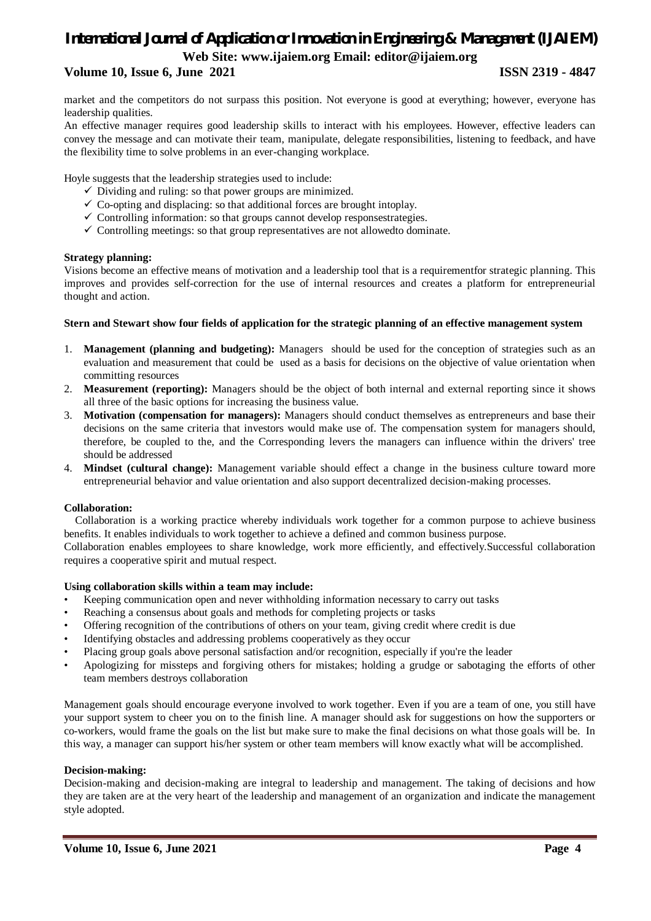market and the competitors do not surpass this position. Not everyone is good at everything; however, everyone has leadership qualities.

An effective manager requires good leadership skills to interact with his employees. However, effective leaders can convey the message and can motivate their team, manipulate, delegate responsibilities, listening to feedback, and have the flexibility time to solve problems in an ever-changing workplace.

Hoyle suggests that the leadership strategies used to include:

- ✓ Dividing and ruling: so that power groups are minimized.
- ✓ Co-opting and displacing: so that additional forces are brought intoplay.
- ✓ Controlling information: so that groups cannot develop responsestrategies.
- ✓ Controlling meetings: so that group representatives are not allowedto dominate.

**Strategy planning:**

Visions become an effective means of motivation and a leadership tool that is a requirementfor strategic planning. This improves and provides self-correction for the use of internal resources and creates a platform for entrepreneurial thought and action.

**Stern and Stewart show four fields of application for the strategic planning of an effective management system**

1. **Management (planning and budgeting):** Managers should be used for the conception of strategies such as an evaluation and measurement that could be used as a basis for decisions on the objective of value orientation when committing resources
2. **Measurement (reporting):** Managers should be the object of both internal and external reporting since it shows all three of the basic options for increasing the business value.
3. **Motivation (compensation for managers):** Managers should conduct themselves as entrepreneurs and base their decisions on the same criteria that investors would make use of. The compensation system for managers should, therefore, be coupled to the, and the Corresponding levers the managers can influence within the drivers' tree should be addressed
4. **Mindset (cultural change):** Management variable should effect a change in the business culture toward more entrepreneurial behavior and value orientation and also support decentralized decision-making processes.

**Collaboration:**

Collaboration is a working practice whereby individuals work together for a common purpose to achieve business benefits. It enables individuals to work together to achieve a defined and common business purpose.

Collaboration enables employees to share knowledge, work more efficiently, and effectively.Successful collaboration requires a cooperative spirit and mutual respect.

**Using collaboration skills within a team may include:**

- Keeping communication open and never withholding information necessary to carry out tasks
- Reaching a consensus about goals and methods for completing projects or tasks
- Offering recognition of the contributions of others on your team, giving credit where credit is due
- Identifying obstacles and addressing problems cooperatively as they occur
- Placing group goals above personal satisfaction and/or recognition, especially if you're the leader
- Apologizing for missteps and forgiving others for mistakes; holding a grudge or sabotaging the efforts of other team members destroys collaboration

Management goals should encourage everyone involved to work together. Even if you are a team of one, you still have your support system to cheer you on to the finish line. A manager should ask for suggestions on how the supporters or co-workers, would frame the goals on the list but make sure to make the final decisions on what those goals will be. In this way, a manager can support his/her system or other team members will know exactly what will be accomplished.

**Decision-making:**

Decision-making and decision-making are integral to leadership and management. The taking of decisions and how they are taken are at the very heart of the leadership and management of an organization and indicate the management style adopted.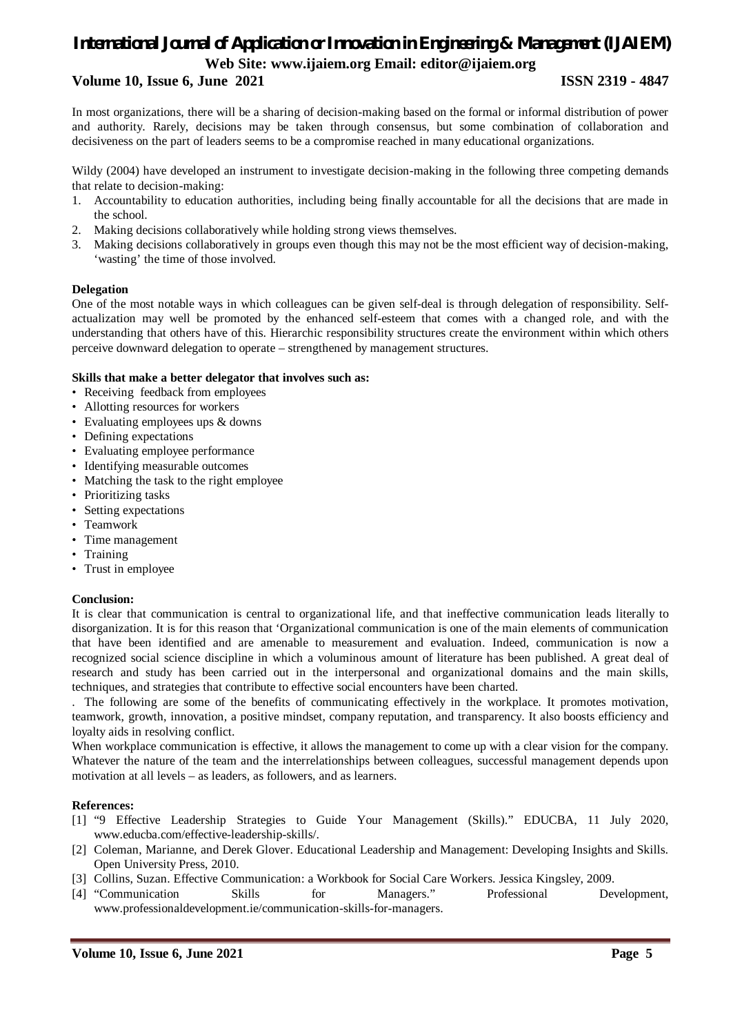In most organizations, there will be a sharing of decision-making based on the formal or informal distribution of power and authority. Rarely, decisions may be taken through consensus, but some combination of collaboration and decisiveness on the part of leaders seems to be a compromise reached in many educational organizations.

Wildy (2004) have developed an instrument to investigate decision-making in the following three competing demands that relate to decision-making:

1. Accountability to education authorities, including being finally accountable for all the decisions that are made in the school.
2. Making decisions collaboratively while holding strong views themselves.
3. Making decisions collaboratively in groups even though this may not be the most efficient way of decision-making, 'wasting' the time of those involved.

**Delegation**

One of the most notable ways in which colleagues can be given self-deal is through delegation of responsibility. Self-actualization may well be promoted by the enhanced self-esteem that comes with a changed role, and with the understanding that others have of this. Hierarchic responsibility structures create the environment within which others perceive downward delegation to operate – strengthened by management structures.

**Skills that make a better delegator that involves such as:**

- Receiving feedback from employees
- Allotting resources for workers
- Evaluating employees ups & downs
- Defining expectations
- Evaluating employee performance
- Identifying measurable outcomes
- Matching the task to the right employee
- Prioritizing tasks
- Setting expectations
- Teamwork
- Time management
- Training
- Trust in employee

**Conclusion:**

It is clear that communication is central to organizational life, and that ineffective communication leads literally to disorganization. It is for this reason that 'Organizational communication is one of the main elements of communication that have been identified and are amenable to measurement and evaluation. Indeed, communication is now a recognized social science discipline in which a voluminous amount of literature has been published. A great deal of research and study has been carried out in the interpersonal and organizational domains and the main skills, techniques, and strategies that contribute to effective social encounters have been charted.

. The following are some of the benefits of communicating effectively in the workplace. It promotes motivation, teamwork, growth, innovation, a positive mindset, company reputation, and transparency. It also boosts efficiency and loyalty aids in resolving conflict.

When workplace communication is effective, it allows the management to come up with a clear vision for the company. Whatever the nature of the team and the interrelationships between colleagues, successful management depends upon motivation at all levels – as leaders, as followers, and as learners.

**References:**

[1] "9 Effective Leadership Strategies to Guide Your Management (Skills)." EDUCBA, 11 July 2020, www.educba.com/effective-leadership-skills/.

[2] Coleman, Marianne, and Derek Glover. Educational Leadership and Management: Developing Insights and Skills. Open University Press, 2010.

[3] Collins, Suzan. Effective Communication: a Workbook for Social Care Workers. Jessica Kingsley, 2009.

[4] "Communication Skills for Managers." Professional Development, www.professionaldevelopment.ie/communication-skills-for-managers.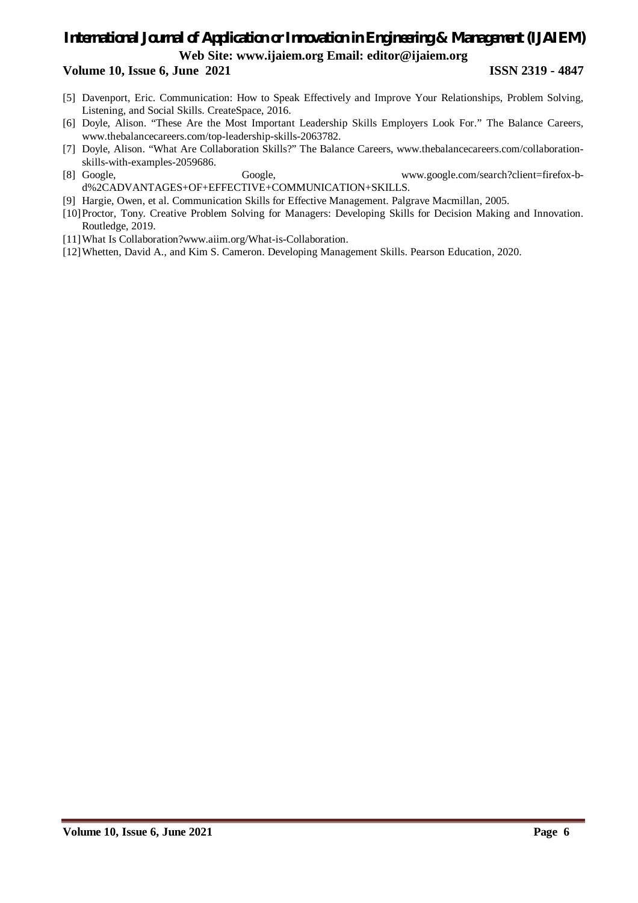[5] Davenport, Eric. Communication: How to Speak Effectively and Improve Your Relationships, Problem Solving, Listening, and Social Skills. CreateSpace, 2016.

[6] Doyle, Alison. "These Are the Most Important Leadership Skills Employers Look For." The Balance Careers, www.thebalancecareers.com/top-leadership-skills-2063782.

[7] Doyle, Alison. "What Are Collaboration Skills?" The Balance Careers, www.thebalancecareers.com/collaboration-skills-with-examples-2059686.

[8] Google, Google, www.google.com/search?client=firefox-b-d%2CADVANTAGES+OF+EFFECTIVE+COMMUNICATION+SKILLS.

[9] Hargie, Owen, et al. Communication Skills for Effective Management. Palgrave Macmillan, 2005.

[10] Proctor, Tony. Creative Problem Solving for Managers: Developing Skills for Decision Making and Innovation. Routledge, 2019.

[11] What Is Collaboration?www.aiim.org/What-is-Collaboration.

[12] Whetten, David A., and Kim S. Cameron. Developing Management Skills. Pearson Education, 2020.